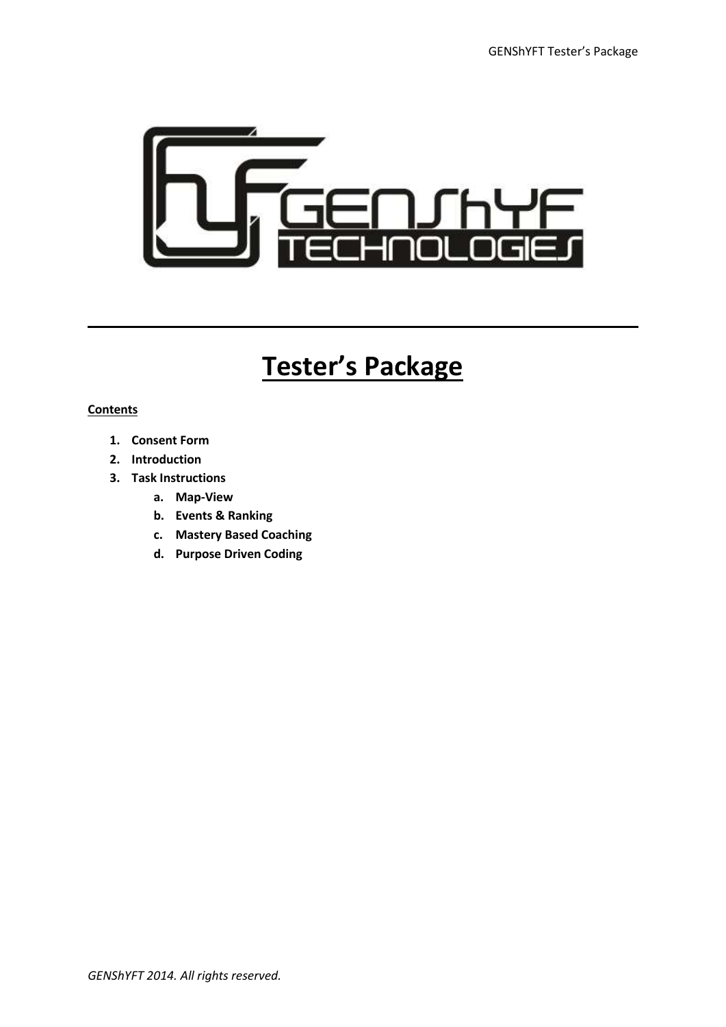# Tester's Package

**Contents**

1. **Consent Form**
2. **Introduction**
3. **Task Instructions**
    a. **Map-View**
    b. **Events & Ranking**
    c. **Mastery Based Coaching**
    d. **Purpose Driven Coding**

*GENShYFT 2014. All rights reserved.*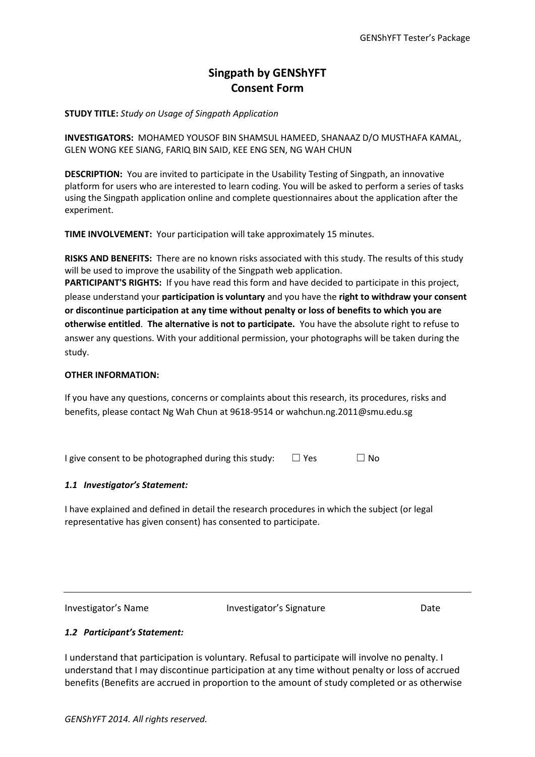# Singpath by GENShYFT
# Consent Form

**STUDY TITLE:** *Study on Usage of Singpath Application*

**INVESTIGATORS:** MOHAMED YOUSOF BIN SHAMSUL HAMEED, SHANAAZ D/O MUSTHAFA KAMAL, GLEN WONG KEE SIANG, FARIQ BIN SAID, KEE ENG SEN, NG WAH CHUN

**DESCRIPTION:** You are invited to participate in the Usability Testing of Singpath, an innovative platform for users who are interested to learn coding. You will be asked to perform a series of tasks using the Singpath application online and complete questionnaires about the application after the experiment.

**TIME INVOLVEMENT:** Your participation will take approximately 15 minutes.

**RISKS AND BENEFITS:** There are no known risks associated with this study. The results of this study will be used to improve the usability of the Singpath web application.

**PARTICIPANT'S RIGHTS:** If you have read this form and have decided to participate in this project, please understand your **participation is voluntary** and you have the **right to withdraw your consent or discontinue participation at any time without penalty or loss of benefits to which you are otherwise entitled**. **The alternative is not to participate.** You have the absolute right to refuse to answer any questions. With your additional permission, your photographs will be taken during the study.

**OTHER INFORMATION:**

If you have any questions, concerns or complaints about this research, its procedures, risks and benefits, please contact Ng Wah Chun at 9618-9514 or wahchun.ng.2011@smu.edu.sg

I give consent to be photographed during this study: ☐ Yes ☐ No

### *1.1 Investigator's Statement:*

I have explained and defined in detail the research procedures in which the subject (or legal representative has given consent) has consented to participate.

| Investigator's Name | Investigator's Signature | Date |
|---|---|---|

### *1.2 Participant's Statement:*

I understand that participation is voluntary. Refusal to participate will involve no penalty. I understand that I may discontinue participation at any time without penalty or loss of accrued benefits (Benefits are accrued in proportion to the amount of study completed or as otherwise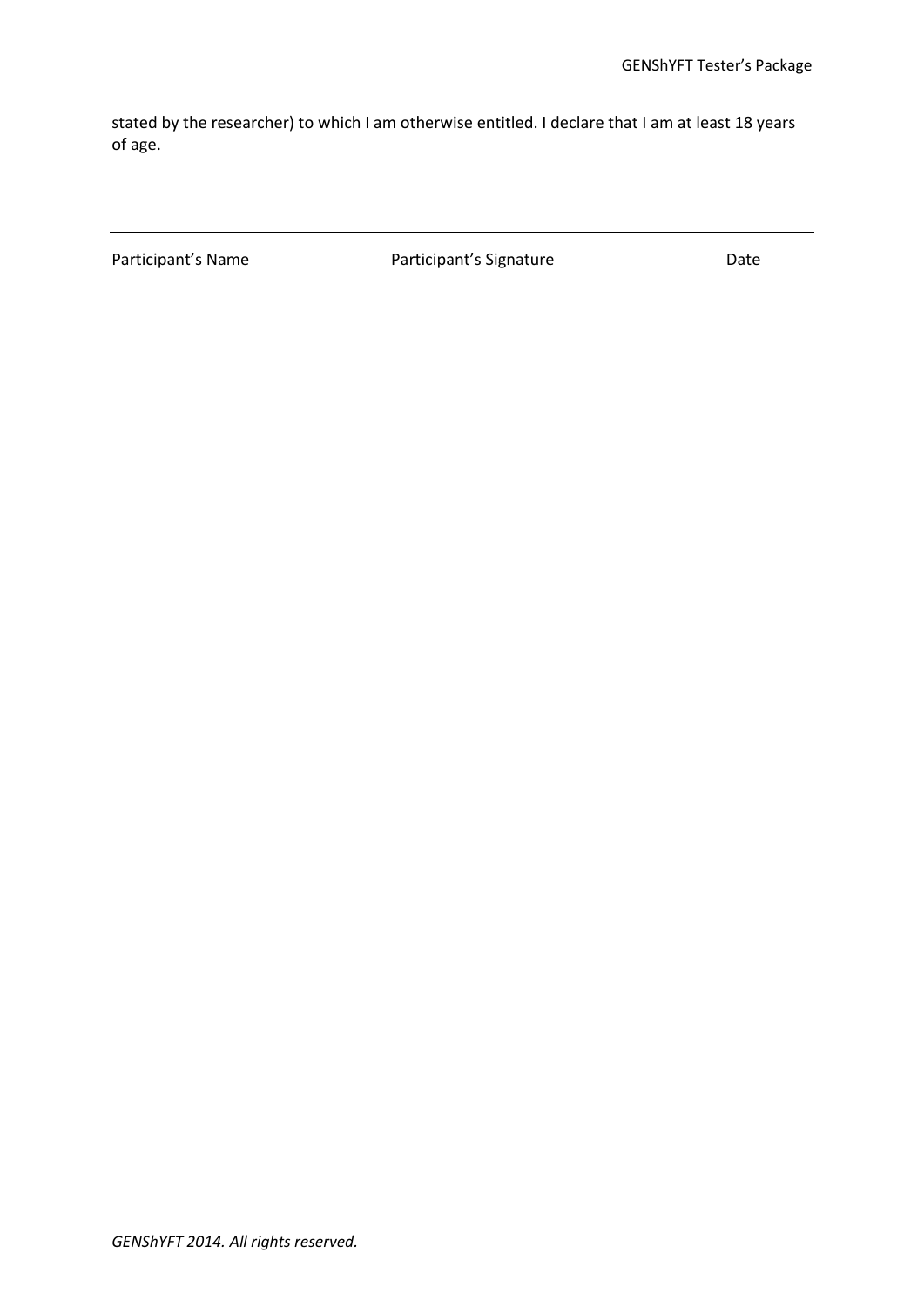stated by the researcher) to which I am otherwise entitled. I declare that I am at least 18 years of age.

---

Participant's Name                    Participant's Signature                    Date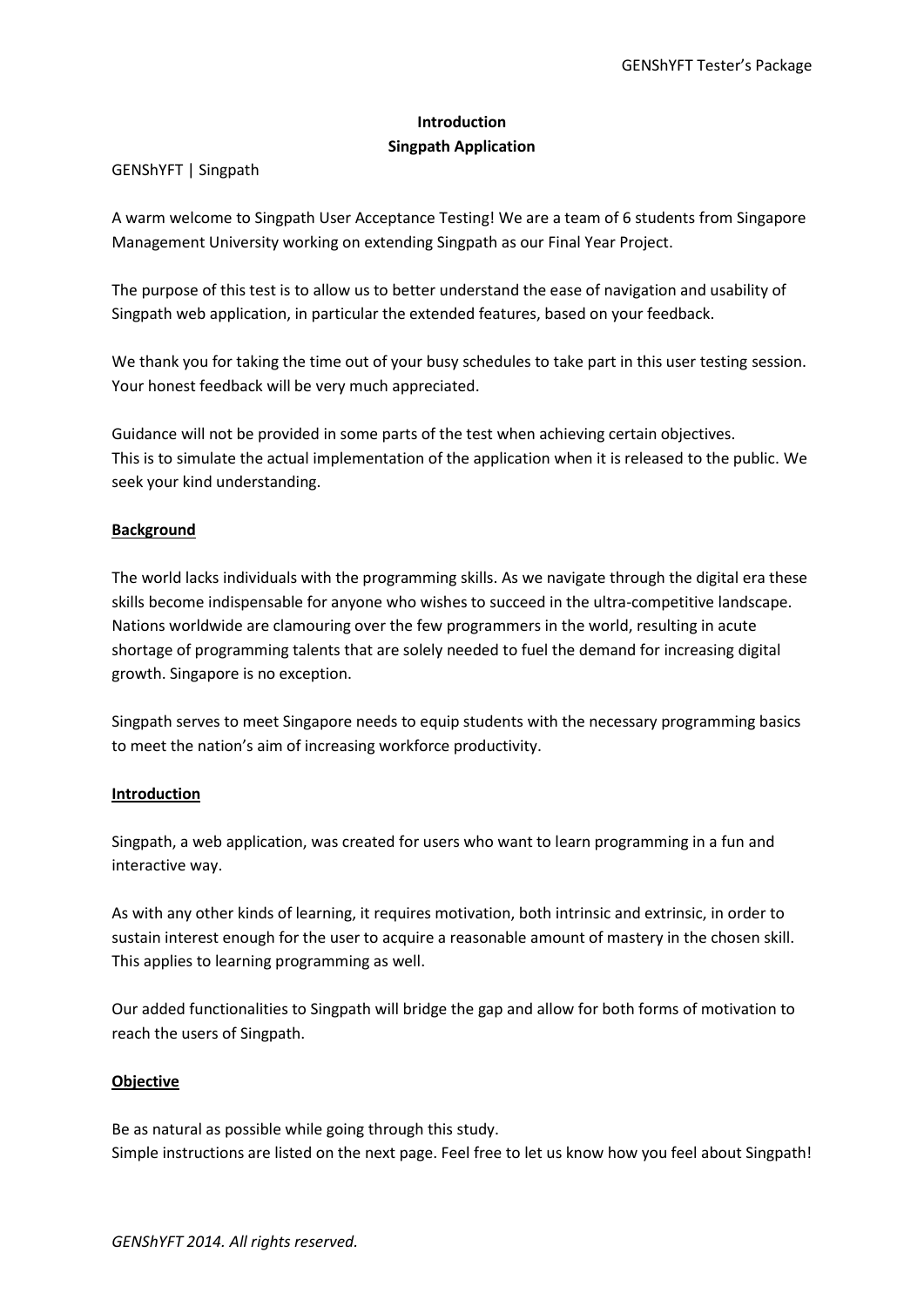**Introduction**
**Singpath Application**

GENShYFT | Singpath

A warm welcome to Singpath User Acceptance Testing! We are a team of 6 students from Singapore Management University working on extending Singpath as our Final Year Project.

The purpose of this test is to allow us to better understand the ease of navigation and usability of Singpath web application, in particular the extended features, based on your feedback.

We thank you for taking the time out of your busy schedules to take part in this user testing session. Your honest feedback will be very much appreciated.

Guidance will not be provided in some parts of the test when achieving certain objectives.
This is to simulate the actual implementation of the application when it is released to the public. We seek your kind understanding.

## Background

The world lacks individuals with the programming skills. As we navigate through the digital era these skills become indispensable for anyone who wishes to succeed in the ultra-competitive landscape. Nations worldwide are clamouring over the few programmers in the world, resulting in acute shortage of programming talents that are solely needed to fuel the demand for increasing digital growth. Singapore is no exception.

Singpath serves to meet Singapore needs to equip students with the necessary programming basics to meet the nation's aim of increasing workforce productivity.

## Introduction

Singpath, a web application, was created for users who want to learn programming in a fun and interactive way.

As with any other kinds of learning, it requires motivation, both intrinsic and extrinsic, in order to sustain interest enough for the user to acquire a reasonable amount of mastery in the chosen skill. This applies to learning programming as well.

Our added functionalities to Singpath will bridge the gap and allow for both forms of motivation to reach the users of Singpath.

## Objective

Be as natural as possible while going through this study.
Simple instructions are listed on the next page. Feel free to let us know how you feel about Singpath!

*GENShYFT 2014. All rights reserved.*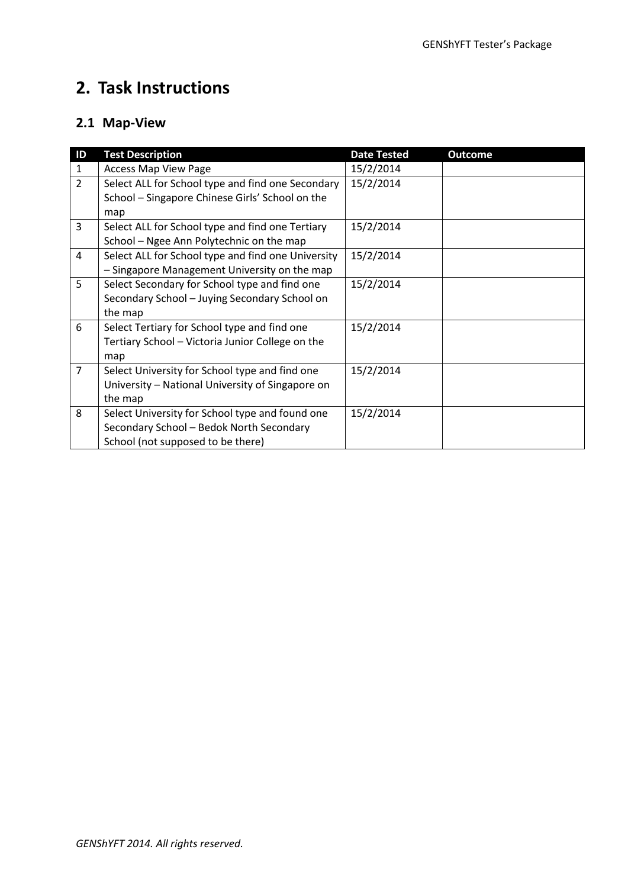## 2. Task Instructions

### 2.1 Map-View

| ID | Test Description | Date Tested | Outcome |
|---|---|---|---|
| 1 | Access Map View Page | 15/2/2014 | |
| 2 | Select ALL for School type and find one Secondary School – Singapore Chinese Girls' School on the map | 15/2/2014 | |
| 3 | Select ALL for School type and find one Tertiary School – Ngee Ann Polytechnic on the map | 15/2/2014 | |
| 4 | Select ALL for School type and find one University – Singapore Management University on the map | 15/2/2014 | |
| 5 | Select Secondary for School type and find one Secondary School – Juying Secondary School on the map | 15/2/2014 | |
| 6 | Select Tertiary for School type and find one Tertiary School – Victoria Junior College on the map | 15/2/2014 | |
| 7 | Select University for School type and find one University – National University of Singapore on the map | 15/2/2014 | |
| 8 | Select University for School type and found one Secondary School – Bedok North Secondary School (not supposed to be there) | 15/2/2014 | |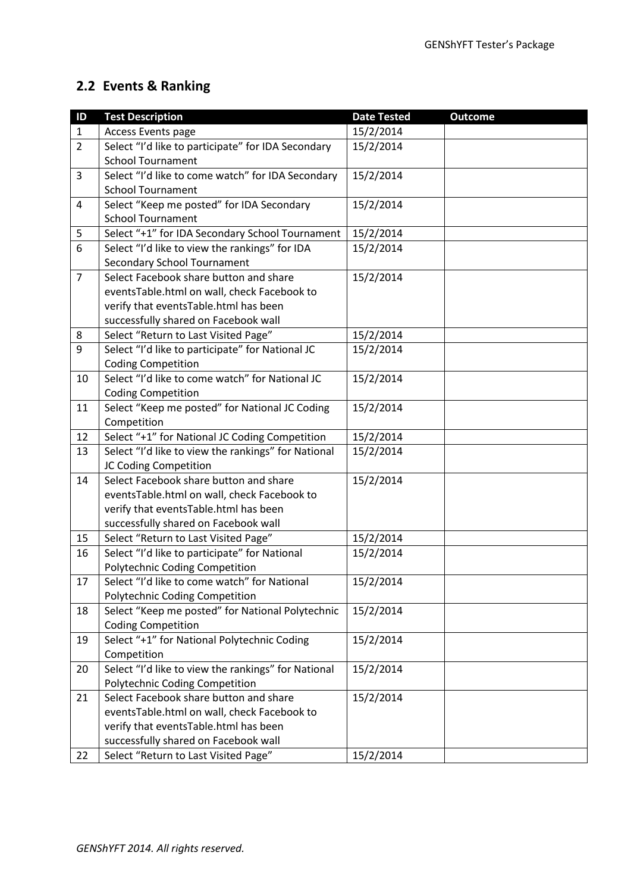## 2.2 Events & Ranking

| ID | Test Description | Date Tested | Outcome |
|---|---|---|---|
| 1 | Access Events page | 15/2/2014 | |
| 2 | Select “I’d like to participate” for IDA Secondary School Tournament | 15/2/2014 | |
| 3 | Select “I’d like to come watch” for IDA Secondary School Tournament | 15/2/2014 | |
| 4 | Select “Keep me posted” for IDA Secondary School Tournament | 15/2/2014 | |
| 5 | Select “+1” for IDA Secondary School Tournament | 15/2/2014 | |
| 6 | Select “I’d like to view the rankings” for IDA Secondary School Tournament | 15/2/2014 | |
| 7 | Select Facebook share button and share eventsTable.html on wall, check Facebook to verify that eventsTable.html has been successfully shared on Facebook wall | 15/2/2014 | |
| 8 | Select “Return to Last Visited Page” | 15/2/2014 | |
| 9 | Select “I’d like to participate” for National JC Coding Competition | 15/2/2014 | |
| 10 | Select “I’d like to come watch” for National JC Coding Competition | 15/2/2014 | |
| 11 | Select “Keep me posted” for National JC Coding Competition | 15/2/2014 | |
| 12 | Select “+1” for National JC Coding Competition | 15/2/2014 | |
| 13 | Select “I’d like to view the rankings” for National JC Coding Competition | 15/2/2014 | |
| 14 | Select Facebook share button and share eventsTable.html on wall, check Facebook to verify that eventsTable.html has been successfully shared on Facebook wall | 15/2/2014 | |
| 15 | Select “Return to Last Visited Page” | 15/2/2014 | |
| 16 | Select “I’d like to participate” for National Polytechnic Coding Competition | 15/2/2014 | |
| 17 | Select “I’d like to come watch” for National Polytechnic Coding Competition | 15/2/2014 | |
| 18 | Select “Keep me posted” for National Polytechnic Coding Competition | 15/2/2014 | |
| 19 | Select “+1” for National Polytechnic Coding Competition | 15/2/2014 | |
| 20 | Select “I’d like to view the rankings” for National Polytechnic Coding Competition | 15/2/2014 | |
| 21 | Select Facebook share button and share eventsTable.html on wall, check Facebook to verify that eventsTable.html has been successfully shared on Facebook wall | 15/2/2014 | |
| 22 | Select “Return to Last Visited Page” | 15/2/2014 | |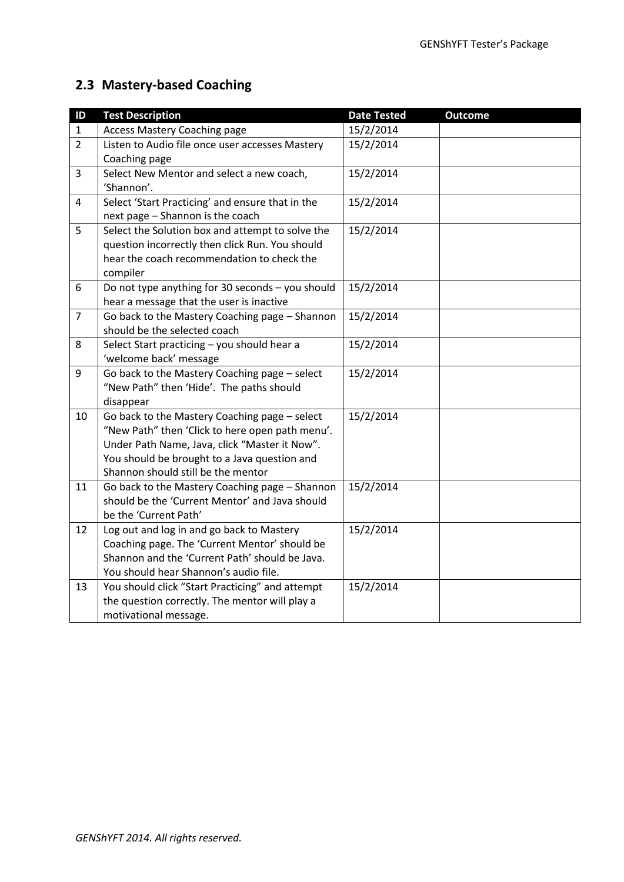## 2.3 Mastery-based Coaching

| ID | Test Description | Date Tested | Outcome |
|---|---|---|---|
| 1 | Access Mastery Coaching page | 15/2/2014 | |
| 2 | Listen to Audio file once user accesses Mastery Coaching page | 15/2/2014 | |
| 3 | Select New Mentor and select a new coach, 'Shannon'. | 15/2/2014 | |
| 4 | Select 'Start Practicing' and ensure that in the next page – Shannon is the coach | 15/2/2014 | |
| 5 | Select the Solution box and attempt to solve the question incorrectly then click Run. You should hear the coach recommendation to check the compiler | 15/2/2014 | |
| 6 | Do not type anything for 30 seconds – you should hear a message that the user is inactive | 15/2/2014 | |
| 7 | Go back to the Mastery Coaching page – Shannon should be the selected coach | 15/2/2014 | |
| 8 | Select Start practicing – you should hear a 'welcome back' message | 15/2/2014 | |
| 9 | Go back to the Mastery Coaching page – select "New Path" then 'Hide'. The paths should disappear | 15/2/2014 | |
| 10 | Go back to the Mastery Coaching page – select "New Path" then 'Click to here open path menu'. Under Path Name, Java, click "Master it Now". You should be brought to a Java question and Shannon should still be the mentor | 15/2/2014 | |
| 11 | Go back to the Mastery Coaching page – Shannon should be the 'Current Mentor' and Java should be the 'Current Path' | 15/2/2014 | |
| 12 | Log out and log in and go back to Mastery Coaching page. The 'Current Mentor' should be Shannon and the 'Current Path' should be Java. You should hear Shannon's audio file. | 15/2/2014 | |
| 13 | You should click "Start Practicing" and attempt the question correctly. The mentor will play a motivational message. | 15/2/2014 | |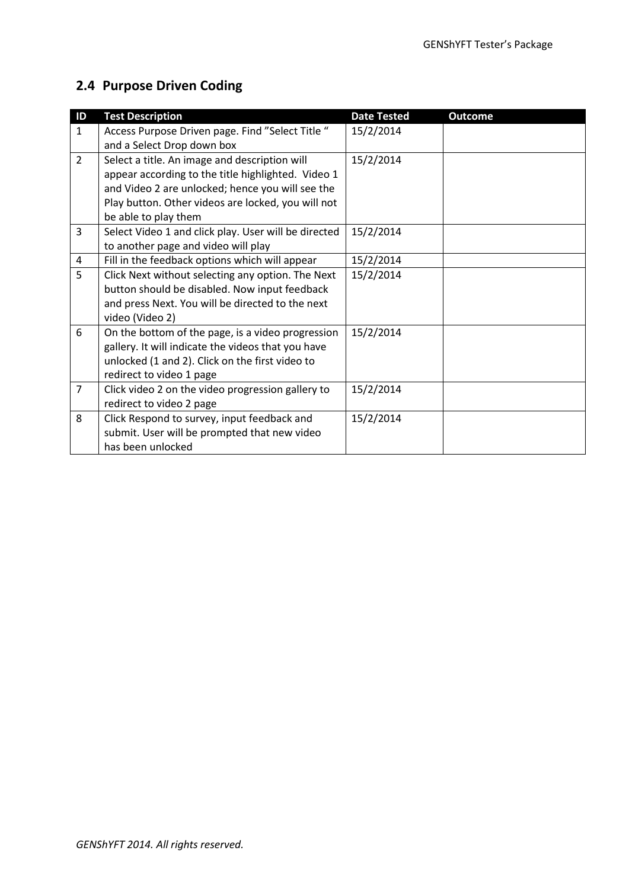## 2.4 Purpose Driven Coding

| ID | Test Description | Date Tested | Outcome |
|---|---|---|---|
| 1 | Access Purpose Driven page. Find "Select Title " and a Select Drop down box | 15/2/2014 | |
| 2 | Select a title. An image and description will appear according to the title highlighted. Video 1 and Video 2 are unlocked; hence you will see the Play button. Other videos are locked, you will not be able to play them | 15/2/2014 | |
| 3 | Select Video 1 and click play. User will be directed to another page and video will play | 15/2/2014 | |
| 4 | Fill in the feedback options which will appear | 15/2/2014 | |
| 5 | Click Next without selecting any option. The Next button should be disabled. Now input feedback and press Next. You will be directed to the next video (Video 2) | 15/2/2014 | |
| 6 | On the bottom of the page, is a video progression gallery. It will indicate the videos that you have unlocked (1 and 2). Click on the first video to redirect to video 1 page | 15/2/2014 | |
| 7 | Click video 2 on the video progression gallery to redirect to video 2 page | 15/2/2014 | |
| 8 | Click Respond to survey, input feedback and submit. User will be prompted that new video has been unlocked | 15/2/2014 | |